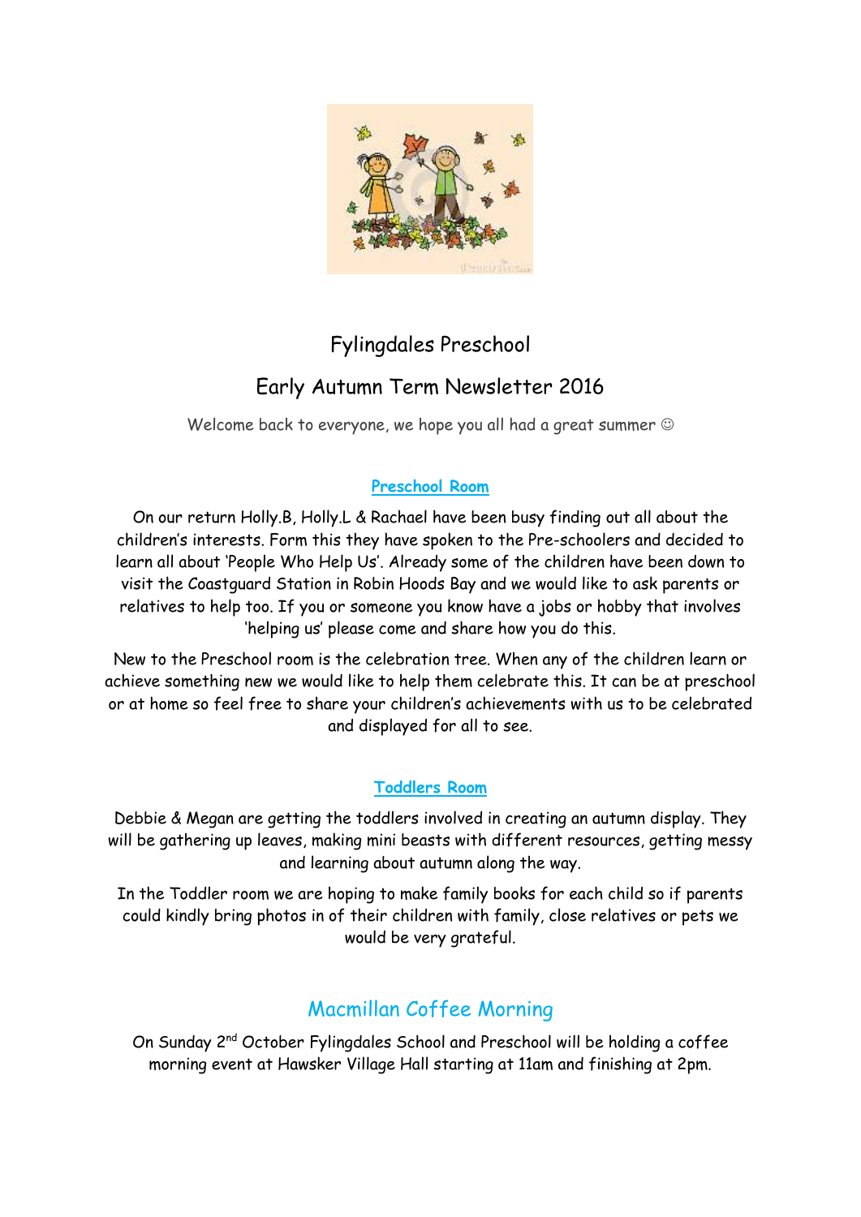# Fylingdales Preschool

## Early Autumn Term Newsletter 2016

Welcome back to everyone, we hope you all had a great summer ☺

### Preschool Room

On our return Holly.B, Holly.L & Rachael have been busy finding out all about the children's interests. Form this they have spoken to the Pre-schoolers and decided to learn all about 'People Who Help Us'. Already some of the children have been down to visit the Coastguard Station in Robin Hoods Bay and we would like to ask parents or relatives to help too. If you or someone you know have a jobs or hobby that involves 'helping us' please come and share how you do this.

New to the Preschool room is the celebration tree. When any of the children learn or achieve something new we would like to help them celebrate this. It can be at preschool or at home so feel free to share your children's achievements with us to be celebrated and displayed for all to see.

### Toddlers Room

Debbie & Megan are getting the toddlers involved in creating an autumn display. They will be gathering up leaves, making mini beasts with different resources, getting messy and learning about autumn along the way.

In the Toddler room we are hoping to make family books for each child so if parents could kindly bring photos in of their children with family, close relatives or pets we would be very grateful.

## Macmillan Coffee Morning

On Sunday 2nd October Fylingdales School and Preschool will be holding a coffee morning event at Hawsker Village Hall starting at 11am and finishing at 2pm.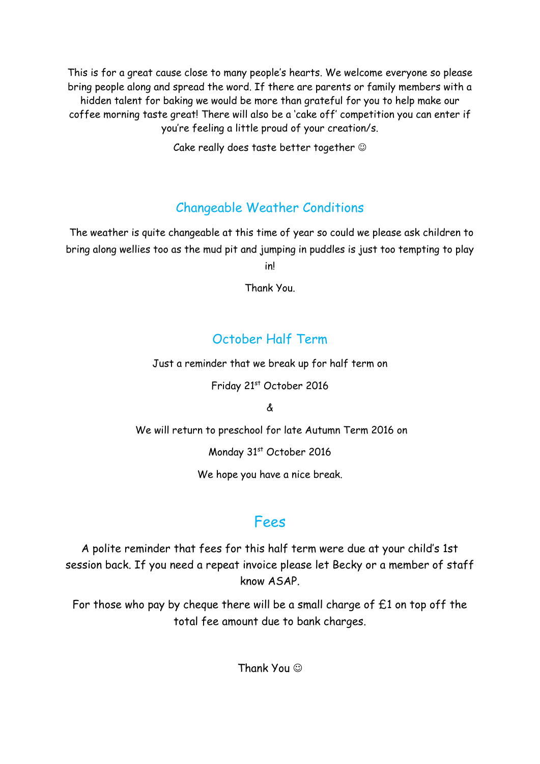This is for a great cause close to many people's hearts. We welcome everyone so please bring people along and spread the word. If there are parents or family members with a hidden talent for baking we would be more than grateful for you to help make our coffee morning taste great! There will also be a 'cake off' competition you can enter if you're feeling a little proud of your creation/s.

Cake really does taste better together ☺

## Changeable Weather Conditions

The weather is quite changeable at this time of year so could we please ask children to bring along wellies too as the mud pit and jumping in puddles is just too tempting to play in!

Thank You.

## October Half Term

Just a reminder that we break up for half term on

Friday 21st October 2016

&

We will return to preschool for late Autumn Term 2016 on

Monday 31st October 2016

We hope you have a nice break.

## Fees

A polite reminder that fees for this half term were due at your child's 1st session back. If you need a repeat invoice please let Becky or a member of staff know ASAP.

For those who pay by cheque there will be a small charge of £1 on top off the total fee amount due to bank charges.

Thank You ☺